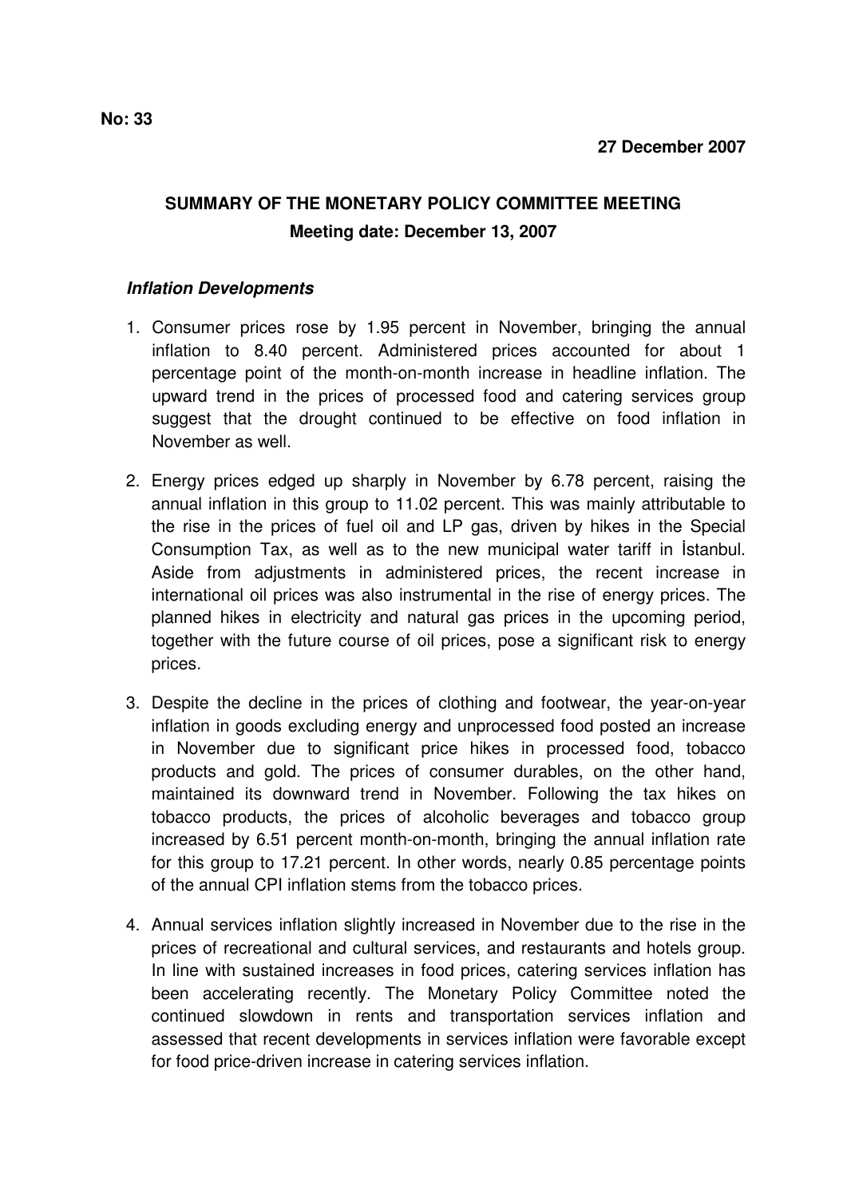**No: 33**

**27 December 2007**

## SUMMARY OF THE MONETARY POLICY COMMITTEE MEETING

**Meeting date: December 13, 2007**

### *Inflation Developments*

1. Consumer prices rose by 1.95 percent in November, bringing the annual inflation to 8.40 percent. Administered prices accounted for about 1 percentage point of the month-on-month increase in headline inflation. The upward trend in the prices of processed food and catering services group suggest that the drought continued to be effective on food inflation in November as well.

2. Energy prices edged up sharply in November by 6.78 percent, raising the annual inflation in this group to 11.02 percent. This was mainly attributable to the rise in the prices of fuel oil and LP gas, driven by hikes in the Special Consumption Tax, as well as to the new municipal water tariff in İstanbul. Aside from adjustments in administered prices, the recent increase in international oil prices was also instrumental in the rise of energy prices. The planned hikes in electricity and natural gas prices in the upcoming period, together with the future course of oil prices, pose a significant risk to energy prices.

3. Despite the decline in the prices of clothing and footwear, the year-on-year inflation in goods excluding energy and unprocessed food posted an increase in November due to significant price hikes in processed food, tobacco products and gold. The prices of consumer durables, on the other hand, maintained its downward trend in November. Following the tax hikes on tobacco products, the prices of alcoholic beverages and tobacco group increased by 6.51 percent month-on-month, bringing the annual inflation rate for this group to 17.21 percent. In other words, nearly 0.85 percentage points of the annual CPI inflation stems from the tobacco prices.

4. Annual services inflation slightly increased in November due to the rise in the prices of recreational and cultural services, and restaurants and hotels group. In line with sustained increases in food prices, catering services inflation has been accelerating recently. The Monetary Policy Committee noted the continued slowdown in rents and transportation services inflation and assessed that recent developments in services inflation were favorable except for food price-driven increase in catering services inflation.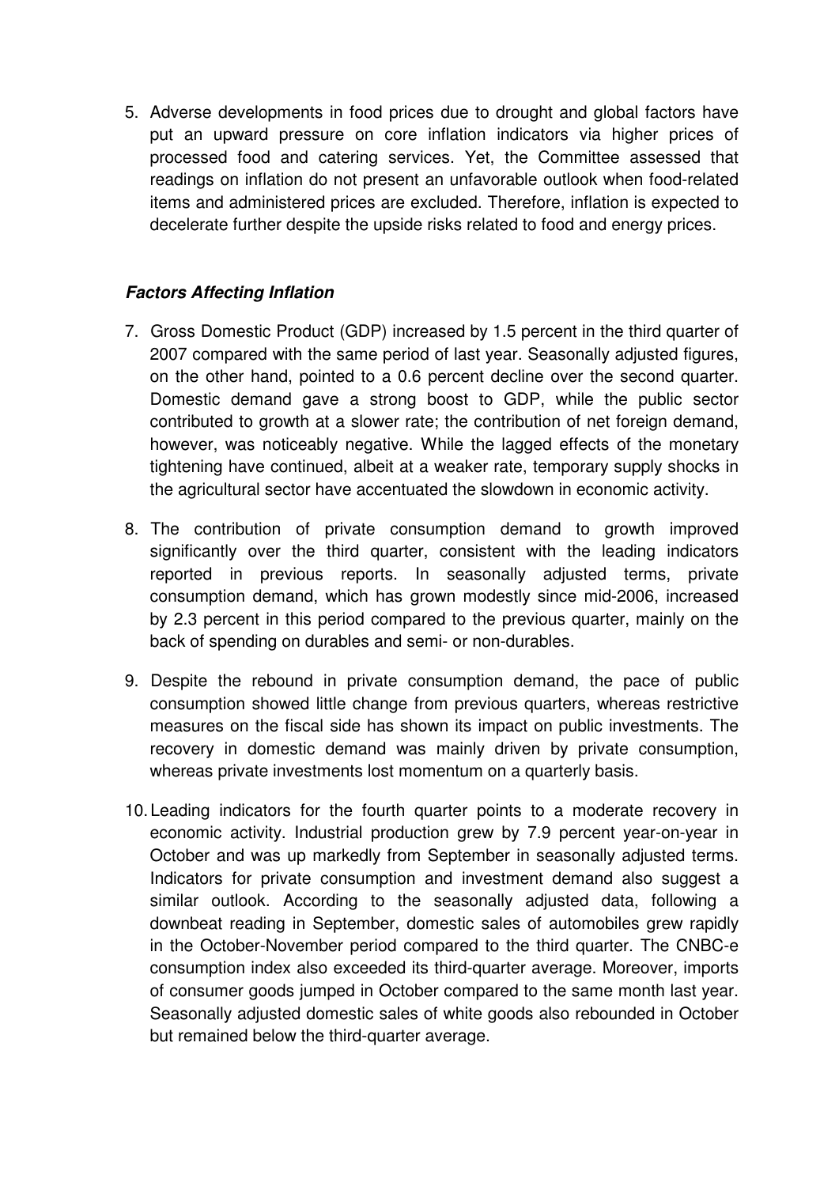5. Adverse developments in food prices due to drought and global factors have put an upward pressure on core inflation indicators via higher prices of processed food and catering services. Yet, the Committee assessed that readings on inflation do not present an unfavorable outlook when food-related items and administered prices are excluded. Therefore, inflation is expected to decelerate further despite the upside risks related to food and energy prices.

### ***Factors Affecting Inflation***

7. Gross Domestic Product (GDP) increased by 1.5 percent in the third quarter of 2007 compared with the same period of last year. Seasonally adjusted figures, on the other hand, pointed to a 0.6 percent decline over the second quarter. Domestic demand gave a strong boost to GDP, while the public sector contributed to growth at a slower rate; the contribution of net foreign demand, however, was noticeably negative. While the lagged effects of the monetary tightening have continued, albeit at a weaker rate, temporary supply shocks in the agricultural sector have accentuated the slowdown in economic activity.

8. The contribution of private consumption demand to growth improved significantly over the third quarter, consistent with the leading indicators reported in previous reports. In seasonally adjusted terms, private consumption demand, which has grown modestly since mid-2006, increased by 2.3 percent in this period compared to the previous quarter, mainly on the back of spending on durables and semi- or non-durables.

9. Despite the rebound in private consumption demand, the pace of public consumption showed little change from previous quarters, whereas restrictive measures on the fiscal side has shown its impact on public investments. The recovery in domestic demand was mainly driven by private consumption, whereas private investments lost momentum on a quarterly basis.

10. Leading indicators for the fourth quarter points to a moderate recovery in economic activity. Industrial production grew by 7.9 percent year-on-year in October and was up markedly from September in seasonally adjusted terms. Indicators for private consumption and investment demand also suggest a similar outlook. According to the seasonally adjusted data, following a downbeat reading in September, domestic sales of automobiles grew rapidly in the October-November period compared to the third quarter. The CNBC-e consumption index also exceeded its third-quarter average. Moreover, imports of consumer goods jumped in October compared to the same month last year. Seasonally adjusted domestic sales of white goods also rebounded in October but remained below the third-quarter average.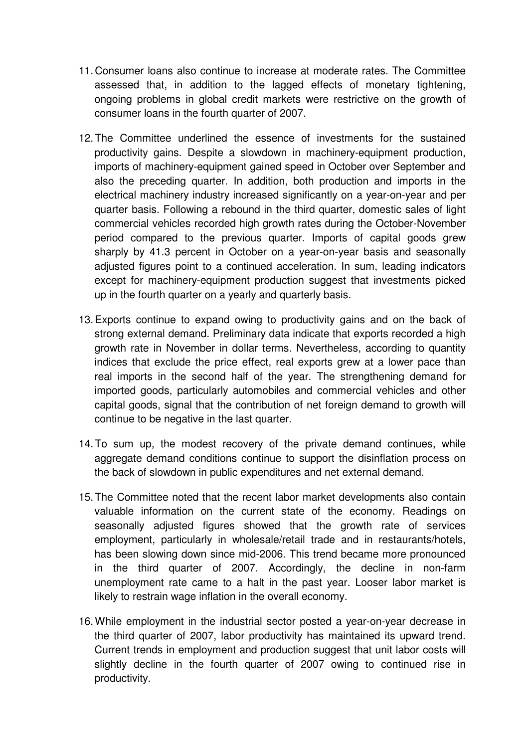11. Consumer loans also continue to increase at moderate rates. The Committee assessed that, in addition to the lagged effects of monetary tightening, ongoing problems in global credit markets were restrictive on the growth of consumer loans in the fourth quarter of 2007.

12. The Committee underlined the essence of investments for the sustained productivity gains. Despite a slowdown in machinery-equipment production, imports of machinery-equipment gained speed in October over September and also the preceding quarter. In addition, both production and imports in the electrical machinery industry increased significantly on a year-on-year and per quarter basis. Following a rebound in the third quarter, domestic sales of light commercial vehicles recorded high growth rates during the October-November period compared to the previous quarter. Imports of capital goods grew sharply by 41.3 percent in October on a year-on-year basis and seasonally adjusted figures point to a continued acceleration. In sum, leading indicators except for machinery-equipment production suggest that investments picked up in the fourth quarter on a yearly and quarterly basis.

13. Exports continue to expand owing to productivity gains and on the back of strong external demand. Preliminary data indicate that exports recorded a high growth rate in November in dollar terms. Nevertheless, according to quantity indices that exclude the price effect, real exports grew at a lower pace than real imports in the second half of the year. The strengthening demand for imported goods, particularly automobiles and commercial vehicles and other capital goods, signal that the contribution of net foreign demand to growth will continue to be negative in the last quarter.

14. To sum up, the modest recovery of the private demand continues, while aggregate demand conditions continue to support the disinflation process on the back of slowdown in public expenditures and net external demand.

15. The Committee noted that the recent labor market developments also contain valuable information on the current state of the economy. Readings on seasonally adjusted figures showed that the growth rate of services employment, particularly in wholesale/retail trade and in restaurants/hotels, has been slowing down since mid-2006. This trend became more pronounced in the third quarter of 2007. Accordingly, the decline in non-farm unemployment rate came to a halt in the past year. Looser labor market is likely to restrain wage inflation in the overall economy.

16. While employment in the industrial sector posted a year-on-year decrease in the third quarter of 2007, labor productivity has maintained its upward trend. Current trends in employment and production suggest that unit labor costs will slightly decline in the fourth quarter of 2007 owing to continued rise in productivity.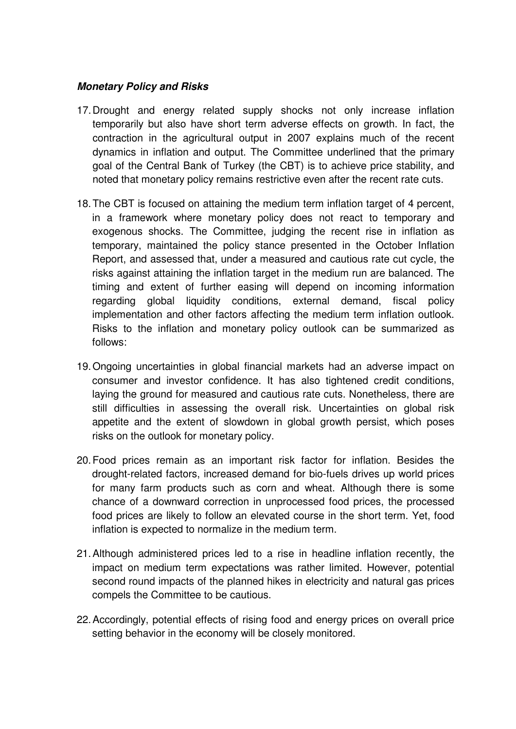***Monetary Policy and Risks***

17. Drought and energy related supply shocks not only increase inflation temporarily but also have short term adverse effects on growth. In fact, the contraction in the agricultural output in 2007 explains much of the recent dynamics in inflation and output. The Committee underlined that the primary goal of the Central Bank of Turkey (the CBT) is to achieve price stability, and noted that monetary policy remains restrictive even after the recent rate cuts.

18. The CBT is focused on attaining the medium term inflation target of 4 percent, in a framework where monetary policy does not react to temporary and exogenous shocks. The Committee, judging the recent rise in inflation as temporary, maintained the policy stance presented in the October Inflation Report, and assessed that, under a measured and cautious rate cut cycle, the risks against attaining the inflation target in the medium run are balanced. The timing and extent of further easing will depend on incoming information regarding global liquidity conditions, external demand, fiscal policy implementation and other factors affecting the medium term inflation outlook. Risks to the inflation and monetary policy outlook can be summarized as follows:

19. Ongoing uncertainties in global financial markets had an adverse impact on consumer and investor confidence. It has also tightened credit conditions, laying the ground for measured and cautious rate cuts. Nonetheless, there are still difficulties in assessing the overall risk. Uncertainties on global risk appetite and the extent of slowdown in global growth persist, which poses risks on the outlook for monetary policy.

20. Food prices remain as an important risk factor for inflation. Besides the drought-related factors, increased demand for bio-fuels drives up world prices for many farm products such as corn and wheat. Although there is some chance of a downward correction in unprocessed food prices, the processed food prices are likely to follow an elevated course in the short term. Yet, food inflation is expected to normalize in the medium term.

21. Although administered prices led to a rise in headline inflation recently, the impact on medium term expectations was rather limited. However, potential second round impacts of the planned hikes in electricity and natural gas prices compels the Committee to be cautious.

22. Accordingly, potential effects of rising food and energy prices on overall price setting behavior in the economy will be closely monitored.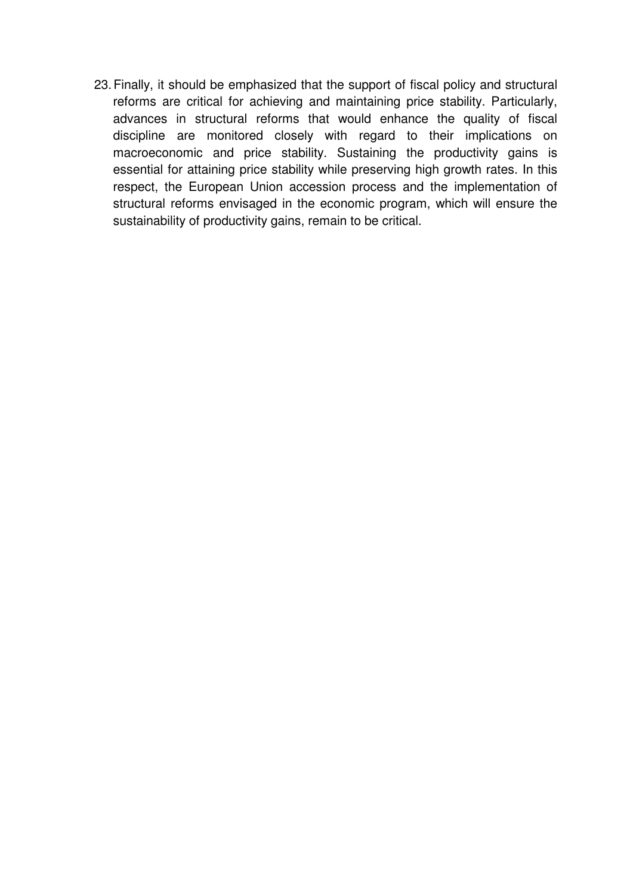23. Finally, it should be emphasized that the support of fiscal policy and structural reforms are critical for achieving and maintaining price stability. Particularly, advances in structural reforms that would enhance the quality of fiscal discipline are monitored closely with regard to their implications on macroeconomic and price stability. Sustaining the productivity gains is essential for attaining price stability while preserving high growth rates. In this respect, the European Union accession process and the implementation of structural reforms envisaged in the economic program, which will ensure the sustainability of productivity gains, remain to be critical.